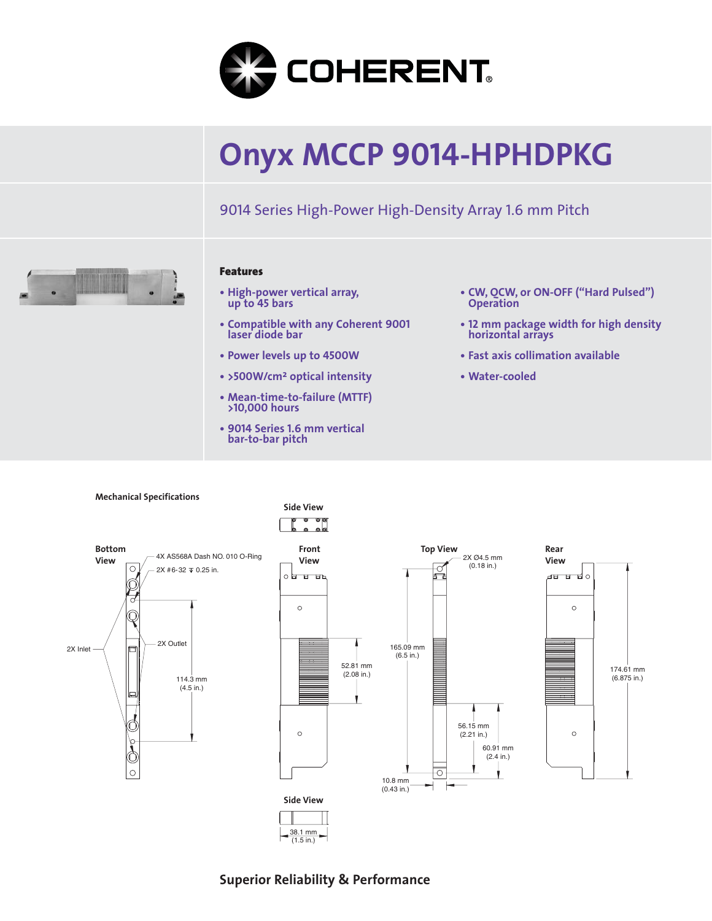# Onyx MCCP 9014-HPHDPKG

## 9014 Series High-Power High-Density Array 1.6 mm Pitch

### Features

- High-power vertical array, up to 45 bars
- Compatible with any Coherent 9001 laser diode bar
- Power levels up to 4500W
- >500W/cm² optical intensity
- Mean-time-to-failure (MTTF) >10,000 hours
- 9014 Series 1.6 mm vertical bar-to-bar pitch
- CW, QCW, or ON-OFF ("Hard Pulsed") Operation
- 12 mm package width for high density horizontal arrays
- Fast axis collimation available
- Water-cooled

### Mechanical Specifications

Side View

Bottom View

4X AS568A Dash NO. 010 O-Ring

2X #6-32 ↧ 0.25 in.

2X Inlet

2X Outlet

114.3 mm (4.5 in.)

Front View

52.81 mm (2.08 in.)

Top View

2X Ø4.5 mm (0.18 in.)

165.09 mm (6.5 in.)

56.15 mm (2.21 in.)

60.91 mm (2.4 in.)

10.8 mm (0.43 in.)

Rear View

174.61 mm (6.875 in.)

Side View

38.1 mm (1.5 in.)

**Superior Reliability & Performance**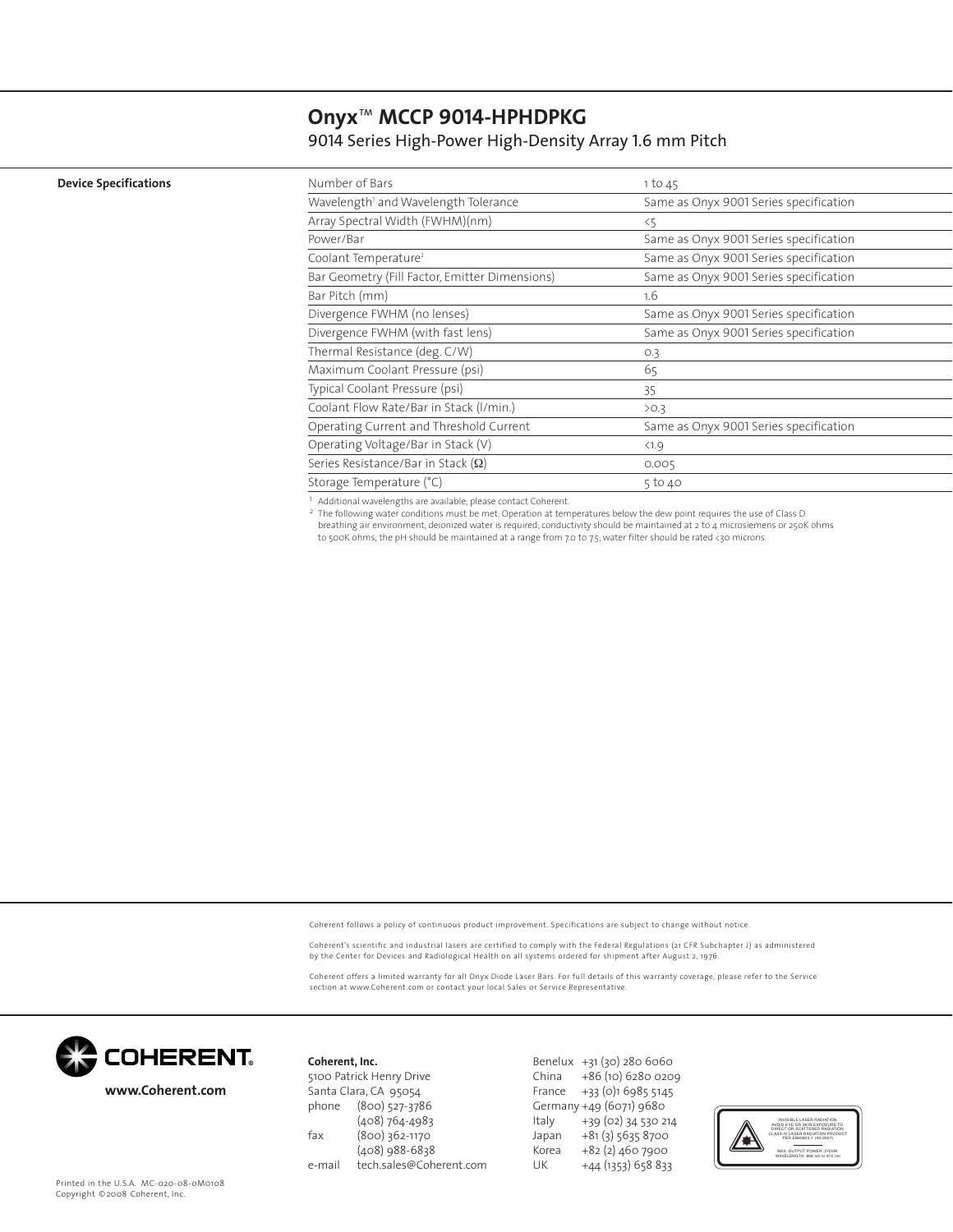# Onyx™ MCCP 9014-HPHDPKG

9014 Series High-Power High-Density Array 1.6 mm Pitch

**Device Specifications**

| | |
|---|---|
| Number of Bars | 1 to 45 |
| Wavelength[1] and Wavelength Tolerance | Same as Onyx 9001 Series specification |
| Array Spectral Width (FWHM)(nm) | <5 |
| Power/Bar | Same as Onyx 9001 Series specification |
| Coolant Temperature[2] | Same as Onyx 9001 Series specification |
| Bar Geometry (Fill Factor, Emitter Dimensions) | Same as Onyx 9001 Series specification |
| Bar Pitch (mm) | 1.6 |
| Divergence FWHM (no lenses) | Same as Onyx 9001 Series specification |
| Divergence FWHM (with fast lens) | Same as Onyx 9001 Series specification |
| Thermal Resistance (deg. C/W) | 0.3 |
| Maximum Coolant Pressure (psi) | 65 |
| Typical Coolant Pressure (psi) | 35 |
| Coolant Flow Rate/Bar in Stack (l/min.) | >0.3 |
| Operating Current and Threshold Current | Same as Onyx 9001 Series specification |
| Operating Voltage/Bar in Stack (V) | <1.9 |
| Series Resistance/Bar in Stack (Ω) | 0.005 |
| Storage Temperature (°C) | 5 to 40 |

[1] Additional wavelengths are available; please contact Coherent.

[2] The following water conditions must be met: Operation at temperatures below the dew point requires the use of Class D breathing air environment; deionized water is required; conductivity should be maintained at 2 to 4 microsiemens or 250K ohms to 500K ohms; the pH should be maintained at a range from 7.0 to 7.5; water filter should be rated <30 microns.

Coherent follows a policy of continuous product improvement. Specifications are subject to change without notice.

Coherent's scientific and industrial lasers are certified to comply with the Federal Regulations (21 CFR Subchapter J) as administered by the Center for Devices and Radiological Health on all systems ordered for shipment after August 2, 1976.

Coherent offers a limited warranty for all Onyx Diode Laser Bars. For full details of this warranty coverage, please refer to the Service section at www.Coherent.com or contact your local Sales or Service Representative.

COHERENT®

www.Coherent.com

**Coherent, Inc.**
5100 Patrick Henry Drive
Santa Clara, CA 95054
phone (800) 527-3786
(408) 764-4983
fax (800) 362-1170
(408) 988-6838
e-mail tech.sales@Coherent.com

Benelux +31 (30) 280 6060
China +86 (10) 6280 0209
France +33 (0)1 6985 5145
Germany +49 (6071) 9680
Italy +39 (02) 34 530 214
Japan +81 (3) 5635 8700
Korea +82 (2) 460 7900
UK +44 (1353) 658 833

INVISIBLE LASER RADIATION
AVOID EYE OR SKIN EXPOSURE TO DIRECT OR SCATTERED RADIATION
CLASS IV LASER RADIATION PRODUCT
PER EN60825-1 (A2:2001)
MAX. OUTPUT POWER: 2700W
WAVELENGTH: 808 nm to 976 nm

Printed in the U.S.A. MC-020-08-0M0108
Copyright ©2008 Coherent, Inc.